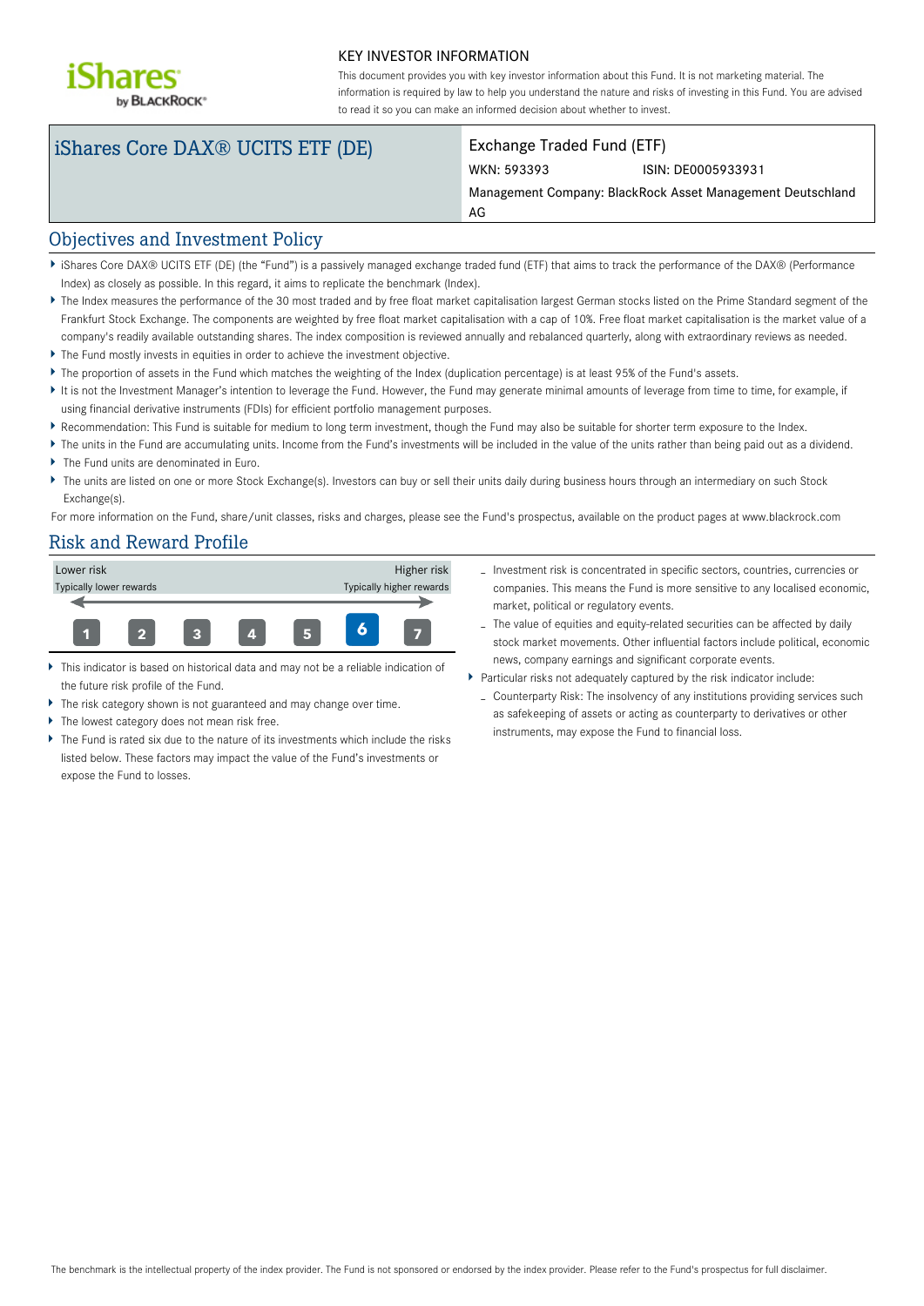KEY INVESTOR INFORMATION

This document provides you with key investor information about this Fund. It is not marketing material. The information is required by law to help you understand the nature and risks of investing in this Fund. You are advised to read it so you can make an informed decision about whether to invest.

# iShares Core DAX® UCITS ETF (DE)

Exchange Traded Fund (ETF)

WKN: 593393 ISIN: DE0005933931

Management Company: BlackRock Asset Management Deutschland AG

## Objectives and Investment Policy

- iShares Core DAX® UCITS ETF (DE) (the "Fund") is a passively managed exchange traded fund (ETF) that aims to track the performance of the DAX® (Performance Index) as closely as possible. In this regard, it aims to replicate the benchmark (Index).
- The Index measures the performance of the 30 most traded and by free float market capitalisation largest German stocks listed on the Prime Standard segment of the Frankfurt Stock Exchange. The components are weighted by free float market capitalisation with a cap of 10%. Free float market capitalisation is the market value of a company's readily available outstanding shares. The index composition is reviewed annually and rebalanced quarterly, along with extraordinary reviews as needed.
- The Fund mostly invests in equities in order to achieve the investment objective.
- The proportion of assets in the Fund which matches the weighting of the Index (duplication percentage) is at least 95% of the Fund's assets.
- It is not the Investment Manager's intention to leverage the Fund. However, the Fund may generate minimal amounts of leverage from time to time, for example, if using financial derivative instruments (FDIs) for efficient portfolio management purposes.
- Recommendation: This Fund is suitable for medium to long term investment, though the Fund may also be suitable for shorter term exposure to the Index.
- The units in the Fund are accumulating units. Income from the Fund's investments will be included in the value of the units rather than being paid out as a dividend.
- The Fund units are denominated in Euro.
- The units are listed on one or more Stock Exchange(s). Investors can buy or sell their units daily during business hours through an intermediary on such Stock Exchange(s).

For more information on the Fund, share/unit classes, risks and charges, please see the Fund's prospectus, available on the product pages at www.blackrock.com

## Risk and Reward Profile

| Lower risk | | | | | | Higher risk |
|---|---|---|---|---|---|---|
| Typically lower rewards | | | | | | Typically higher rewards |
| 1 | 2 | 3 | 4 | 5 | **6** | 7 |

- This indicator is based on historical data and may not be a reliable indication of the future risk profile of the Fund.
- The risk category shown is not guaranteed and may change over time.
- The lowest category does not mean risk free.
- The Fund is rated six due to the nature of its investments which include the risks listed below. These factors may impact the value of the Fund's investments or expose the Fund to losses.
  - Investment risk is concentrated in specific sectors, countries, currencies or companies. This means the Fund is more sensitive to any localised economic, market, political or regulatory events.
  - The value of equities and equity-related securities can be affected by daily stock market movements. Other influential factors include political, economic news, company earnings and significant corporate events.
- Particular risks not adequately captured by the risk indicator include:
  - Counterparty Risk: The insolvency of any institutions providing services such as safekeeping of assets or acting as counterparty to derivatives or other instruments, may expose the Fund to financial loss.

The benchmark is the intellectual property of the index provider. The Fund is not sponsored or endorsed by the index provider. Please refer to the Fund's prospectus for full disclaimer.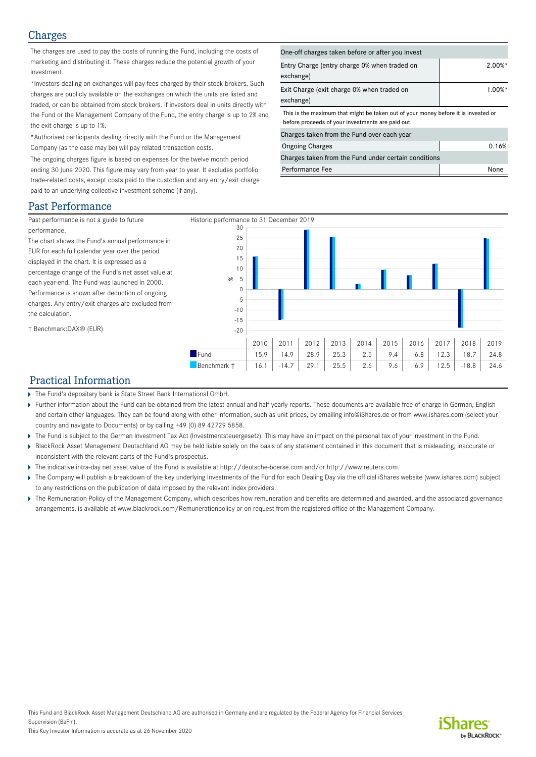## Charges

The charges are used to pay the costs of running the Fund, including the costs of marketing and distributing it. These charges reduce the potential growth of your investment.

*Investors dealing on exchanges will pay fees charged by their stock brokers. Such charges are publicly available on the exchanges on which the units are listed and traded, or can be obtained from stock brokers. If investors deal in units directly with the Fund or the Management Company of the Fund, the entry charge is up to 2% and the exit charge is up to 1%.

*Authorised participants dealing directly with the Fund or the Management Company (as the case may be) will pay related transaction costs.

The ongoing charges figure is based on expenses for the twelve month period ending 30 June 2020. This figure may vary from year to year. It excludes portfolio trade-related costs, except costs paid to the custodian and any entry/exit charge paid to an underlying collective investment scheme (if any).

| One-off charges taken before or after you invest | |
|---|---|
| Entry Charge (entry charge 0% when traded on exchange) | 2.00%* |
| Exit Charge (exit charge 0% when traded on exchange) | 1.00%* |
| This is the maximum that might be taken out of your money before it is invested or before proceeds of your investments are paid out. | |
| **Charges taken from the Fund over each year** | |
| Ongoing Charges | 0.16% |
| **Charges taken from the Fund under certain conditions** | |
| Performance Fee | None |

## Past Performance

Past performance is not a guide to future performance.

The chart shows the Fund's annual performance in EUR for each full calendar year over the period displayed in the chart. It is expressed as a percentage change of the Fund's net asset value at each year-end. The Fund was launched in 2000.

Performance is shown after deduction of ongoing charges. Any entry/exit charges are excluded from the calculation.

† Benchmark:DAX® (EUR)

Historic performance to 31 December 2019

%

30
25
20
15
10
5
0
-5
-10
-15
-20

| | 2010 | 2011 | 2012 | 2013 | 2014 | 2015 | 2016 | 2017 | 2018 | 2019 |
|---|---|---|---|---|---|---|---|---|---|---|
| Fund | 15.9 | -14.9 | 28.9 | 25.3 | 2.5 | 9.4 | 6.8 | 12.3 | -18.7 | 24.8 |
| Benchmark † | 16.1 | -14.7 | 29.1 | 25.5 | 2.6 | 9.6 | 6.9 | 12.5 | -18.8 | 24.6 |

## Practical Information

- The Fund's depositary bank is State Street Bank International GmbH.
- Further information about the Fund can be obtained from the latest annual and half-yearly reports. These documents are available free of charge in German, English and certain other languages. They can be found along with other information, such as unit prices, by emailing info@iShares.de or from www.ishares.com (select your country and navigate to Documents) or by calling +49 (0) 89 42729 5858.
- The Fund is subject to the German Investment Tax Act (Investmentsteuergesetz). This may have an impact on the personal tax of your investment in the Fund.
- BlackRock Asset Management Deutschland AG may be held liable solely on the basis of any statement contained in this document that is misleading, inaccurate or inconsistent with the relevant parts of the Fund's prospectus.
- The indicative intra-day net asset value of the Fund is available at http://deutsche-boerse.com and/or http://www.reuters.com.
- The Company will publish a breakdown of the key underlying Investments of the Fund for each Dealing Day via the official iShares website (www.ishares.com) subject to any restrictions on the publication of data imposed by the relevant index providers.
- The Remuneration Policy of the Management Company, which describes how remuneration and benefits are determined and awarded, and the associated governance arrangements, is available at www.blackrock.com/Remunerationpolicy or on request from the registered office of the Management Company.

This Fund and BlackRock Asset Management Deutschland AG are authorised in Germany and are regulated by the Federal Agency for Financial Services Supervision (BaFin).

This Key Investor Information is accurate as at 26 November 2020